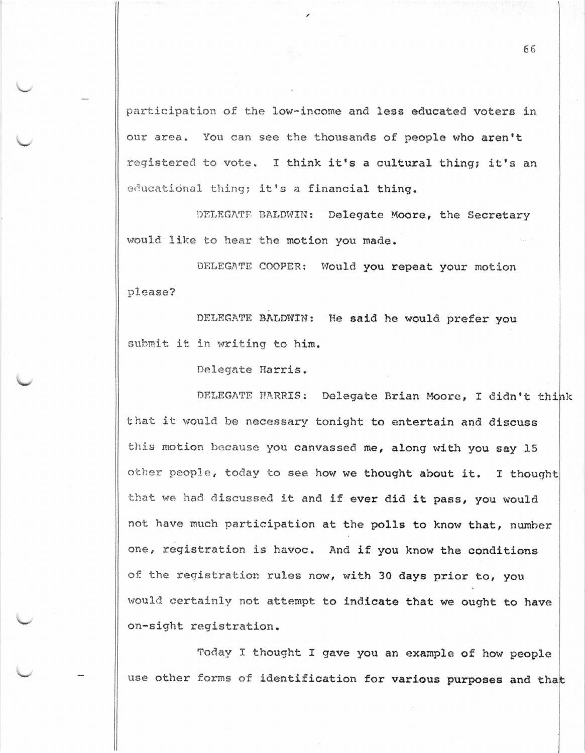participation of the low-income and less educated voters in our area. You can see the thousands of people who aren't registered to vote. I think it's a cultural thing; it's an educational thing; it's a financial thing.

DELEGATE BALDWIN: Delegate Moore, the Secretary would like to hear the motion you made.

DELEGATE COOPER: Would you repeat your motion please?

DELEGATE BALDWIN: He said he would prefer you submit it in writing to him.

Delegate Harris.

DELEGATE HARRIS: Delegate Brian Moore, I didn't think that it would be necessary tonight to entertain and discuss this motion because you canvassed me, along with you say 15 other people, today to see how we thought about it. I thought that we had discussed it and if ever did it pass, you would not have much participation at the polls to know that, number one, registration is havoc. And if you know the conditions of the registration rules now, with 30 days prior to, you would certainly not attempt to indicate that we ought to have on-sight registration.

Today I thought I gave you an example of how people use other forms of identification for various purposes and that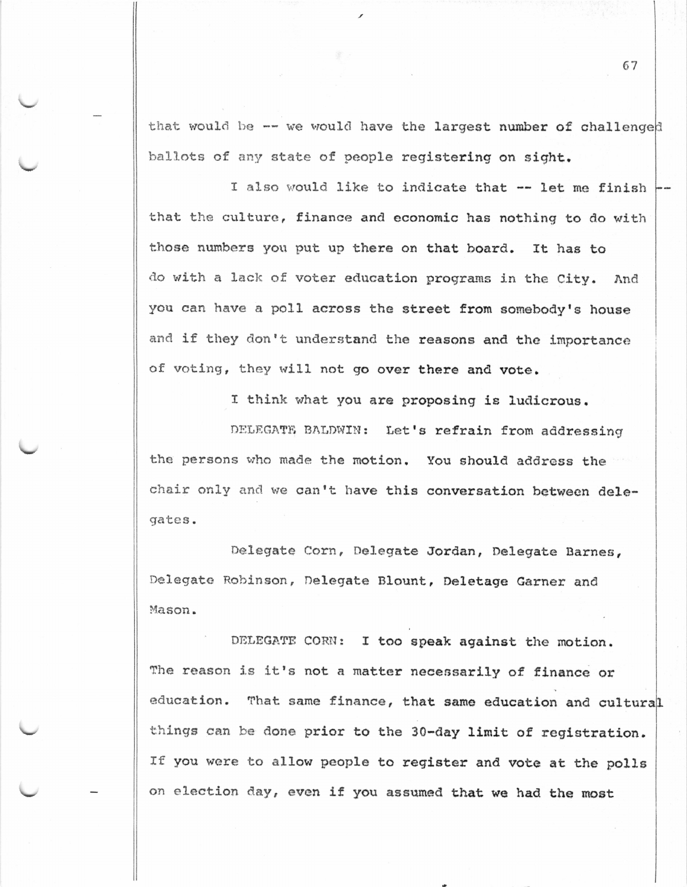that would be -- we would have the largest number of challenged ballots of any state of people registering on sight.

I also would like to indicate that -- let me finish -- that the culture, finance and economic has nothing to do with those numbers you put up there on that board. It has to do with a lack of voter education programs in the City. And you can have a poll across the street from somebody's house and if they don't understand the reasons and the importance of voting, they will not go over there and vote.

I think what you are proposing is ludicrous.

DELEGATE BALDWIN: Let's refrain from addressing the persons who made the motion. You should address the chair only and we can't have this conversation between delegates.

Delegate Corn, Delegate Jordan, Delegate Barnes, Delegate Robinson, Delegate Blount, Deletage Garner and Mason.

DELEGATE CORN: I too speak against the motion. The reason is it's not a matter necessarily of finance or education. That same finance, that same education and cultural things can be done prior to the 30-day limit of registration. If you were to allow people to register and vote at the polls on election day, even if you assumed that we had the most